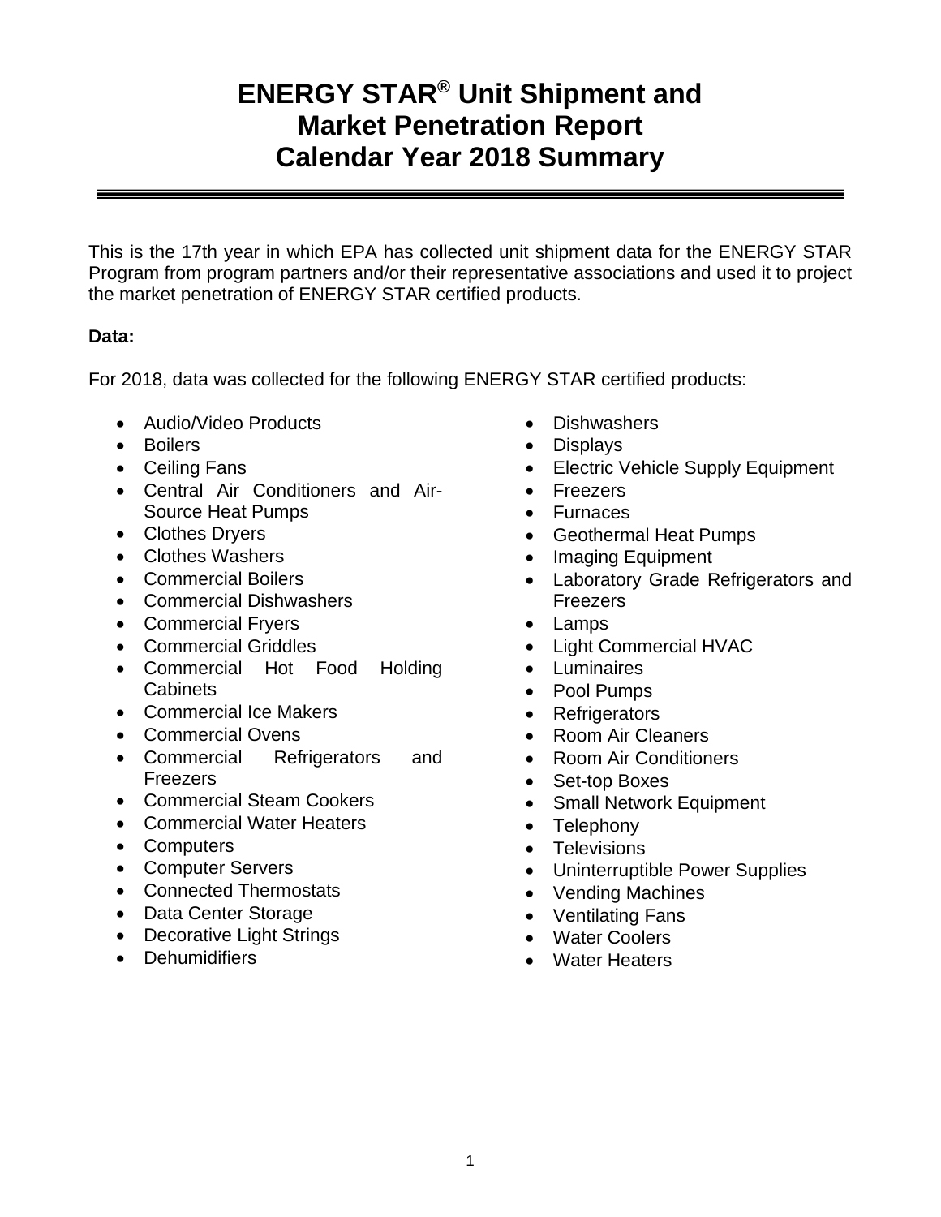# ENERGY STAR® Unit Shipment and Market Penetration Report Calendar Year 2018 Summary

This is the 17th year in which EPA has collected unit shipment data for the ENERGY STAR Program from program partners and/or their representative associations and used it to project the market penetration of ENERGY STAR certified products.

**Data:**

For 2018, data was collected for the following ENERGY STAR certified products:

- Audio/Video Products
- Boilers
- Ceiling Fans
- Central Air Conditioners and Air-Source Heat Pumps
- Clothes Dryers
- Clothes Washers
- Commercial Boilers
- Commercial Dishwashers
- Commercial Fryers
- Commercial Griddles
- Commercial Hot Food Holding Cabinets
- Commercial Ice Makers
- Commercial Ovens
- Commercial Refrigerators and Freezers
- Commercial Steam Cookers
- Commercial Water Heaters
- Computers
- Computer Servers
- Connected Thermostats
- Data Center Storage
- Decorative Light Strings
- Dehumidifiers
- Dishwashers
- Displays
- Electric Vehicle Supply Equipment
- Freezers
- Furnaces
- Geothermal Heat Pumps
- Imaging Equipment
- Laboratory Grade Refrigerators and Freezers
- Lamps
- Light Commercial HVAC
- Luminaires
- Pool Pumps
- Refrigerators
- Room Air Cleaners
- Room Air Conditioners
- Set-top Boxes
- Small Network Equipment
- Telephony
- Televisions
- Uninterruptible Power Supplies
- Vending Machines
- Ventilating Fans
- Water Coolers
- Water Heaters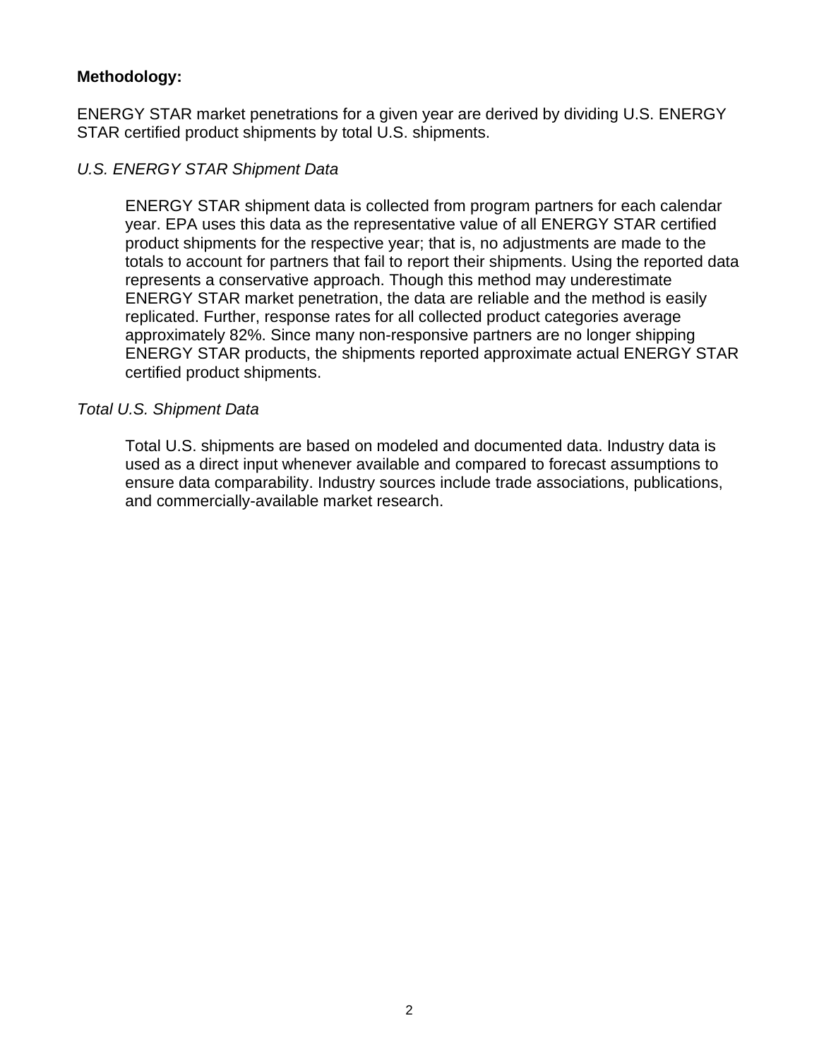**Methodology:**

ENERGY STAR market penetrations for a given year are derived by dividing U.S. ENERGY STAR certified product shipments by total U.S. shipments.

*U.S. ENERGY STAR Shipment Data*

ENERGY STAR shipment data is collected from program partners for each calendar year. EPA uses this data as the representative value of all ENERGY STAR certified product shipments for the respective year; that is, no adjustments are made to the totals to account for partners that fail to report their shipments. Using the reported data represents a conservative approach. Though this method may underestimate ENERGY STAR market penetration, the data are reliable and the method is easily replicated. Further, response rates for all collected product categories average approximately 82%. Since many non-responsive partners are no longer shipping ENERGY STAR products, the shipments reported approximate actual ENERGY STAR certified product shipments.

*Total U.S. Shipment Data*

Total U.S. shipments are based on modeled and documented data. Industry data is used as a direct input whenever available and compared to forecast assumptions to ensure data comparability. Industry sources include trade associations, publications, and commercially-available market research.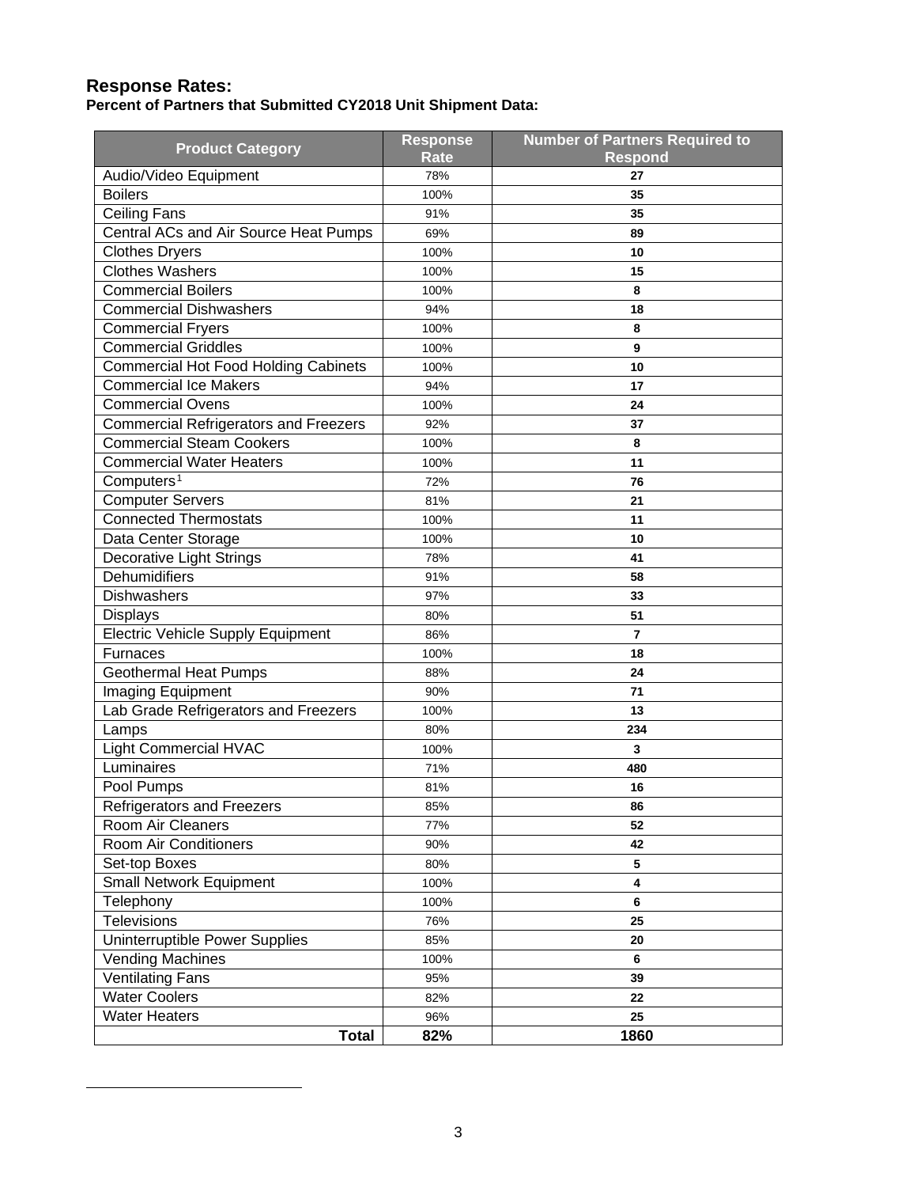## Response Rates:

**Percent of Partners that Submitted CY2018 Unit Shipment Data:**

| Product Category | Response Rate | Number of Partners Required to Respond |
|---|---|---|
| Audio/Video Equipment | 78% | 27 |
| Boilers | 100% | 35 |
| Ceiling Fans | 91% | 35 |
| Central ACs and Air Source Heat Pumps | 69% | 89 |
| Clothes Dryers | 100% | 10 |
| Clothes Washers | 100% | 15 |
| Commercial Boilers | 100% | 8 |
| Commercial Dishwashers | 94% | 18 |
| Commercial Fryers | 100% | 8 |
| Commercial Griddles | 100% | 9 |
| Commercial Hot Food Holding Cabinets | 100% | 10 |
| Commercial Ice Makers | 94% | 17 |
| Commercial Ovens | 100% | 24 |
| Commercial Refrigerators and Freezers | 92% | 37 |
| Commercial Steam Cookers | 100% | 8 |
| Commercial Water Heaters | 100% | 11 |
| Computers[1] | 72% | 76 |
| Computer Servers | 81% | 21 |
| Connected Thermostats | 100% | 11 |
| Data Center Storage | 100% | 10 |
| Decorative Light Strings | 78% | 41 |
| Dehumidifiers | 91% | 58 |
| Dishwashers | 97% | 33 |
| Displays | 80% | 51 |
| Electric Vehicle Supply Equipment | 86% | 7 |
| Furnaces | 100% | 18 |
| Geothermal Heat Pumps | 88% | 24 |
| Imaging Equipment | 90% | 71 |
| Lab Grade Refrigerators and Freezers | 100% | 13 |
| Lamps | 80% | 234 |
| Light Commercial HVAC | 100% | 3 |
| Luminaires | 71% | 480 |
| Pool Pumps | 81% | 16 |
| Refrigerators and Freezers | 85% | 86 |
| Room Air Cleaners | 77% | 52 |
| Room Air Conditioners | 90% | 42 |
| Set-top Boxes | 80% | 5 |
| Small Network Equipment | 100% | 4 |
| Telephony | 100% | 6 |
| Televisions | 76% | 25 |
| Uninterruptible Power Supplies | 85% | 20 |
| Vending Machines | 100% | 6 |
| Ventilating Fans | 95% | 39 |
| Water Coolers | 82% | 22 |
| Water Heaters | 96% | 25 |
| **Total** | **82%** | **1860** |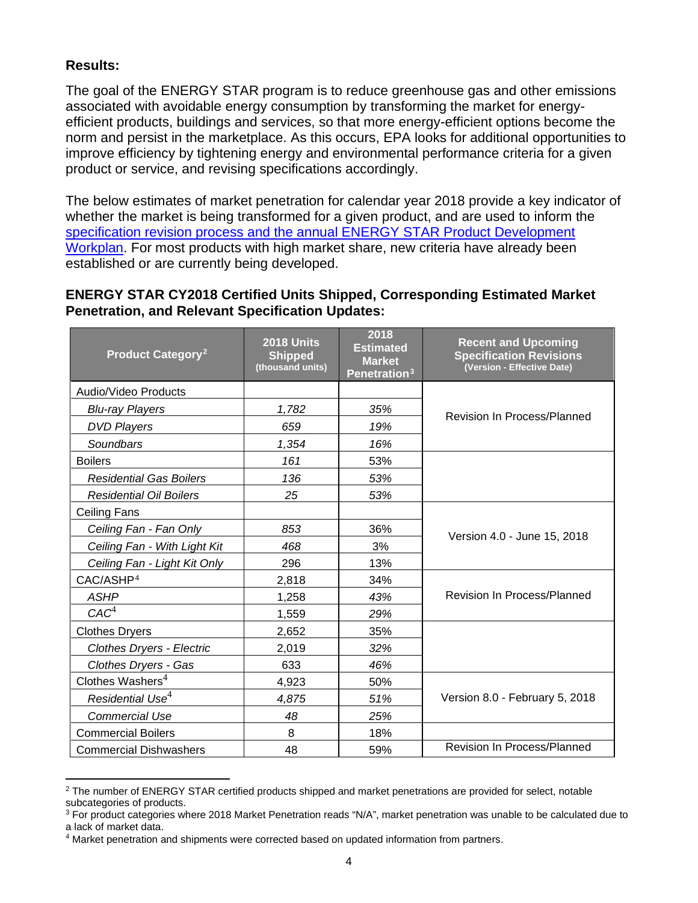**Results:**

The goal of the ENERGY STAR program is to reduce greenhouse gas and other emissions associated with avoidable energy consumption by transforming the market for energy-efficient products, buildings and services, so that more energy-efficient options become the norm and persist in the marketplace. As this occurs, EPA looks for additional opportunities to improve efficiency by tightening energy and environmental performance criteria for a given product or service, and revising specifications accordingly.

The below estimates of market penetration for calendar year 2018 provide a key indicator of whether the market is being transformed for a given product, and are used to inform the specification revision process and the annual ENERGY STAR Product Development Workplan. For most products with high market share, new criteria have already been established or are currently being developed.

**ENERGY STAR CY2018 Certified Units Shipped, Corresponding Estimated Market Penetration, and Relevant Specification Updates:**

| Product Category[2] | 2018 Units Shipped (thousand units) | 2018 Estimated Market Penetration[3] | Recent and Upcoming Specification Revisions (Version - Effective Date) |
|---|---|---|---|
| Audio/Video Products | | | Revision In Process/Planned |
| *Blu-ray Players* | *1,782* | *35%* | |
| *DVD Players* | *659* | *19%* | |
| *Soundbars* | *1,354* | *16%* | |
| Boilers | *161* | 53% | |
| *Residential Gas Boilers* | *136* | *53%* | |
| *Residential Oil Boilers* | *25* | *53%* | |
| Ceiling Fans | | | Version 4.0 - June 15, 2018 |
| *Ceiling Fan - Fan Only* | *853* | 36% | |
| *Ceiling Fan - With Light Kit* | *468* | 3% | |
| *Ceiling Fan - Light Kit Only* | 296 | 13% | |
| CAC/ASHP[4] | 2,818 | 34% | Revision In Process/Planned |
| *ASHP* | 1,258 | *43%* | |
| *CAC*[4] | 1,559 | *29%* | |
| Clothes Dryers | 2,652 | 35% | |
| *Clothes Dryers - Electric* | 2,019 | *32%* | |
| *Clothes Dryers - Gas* | 633 | *46%* | |
| Clothes Washers[4] | 4,923 | 50% | Version 8.0 - February 5, 2018 |
| *Residential Use*[4] | *4,875* | *51%* | |
| *Commercial Use* | *48* | *25%* | |
| Commercial Boilers | 8 | 18% | |
| Commercial Dishwashers | 48 | 59% | Revision In Process/Planned |

[2] The number of ENERGY STAR certified products shipped and market penetrations are provided for select, notable subcategories of products.

[3] For product categories where 2018 Market Penetration reads "N/A", market penetration was unable to be calculated due to a lack of market data.

[4] Market penetration and shipments were corrected based on updated information from partners.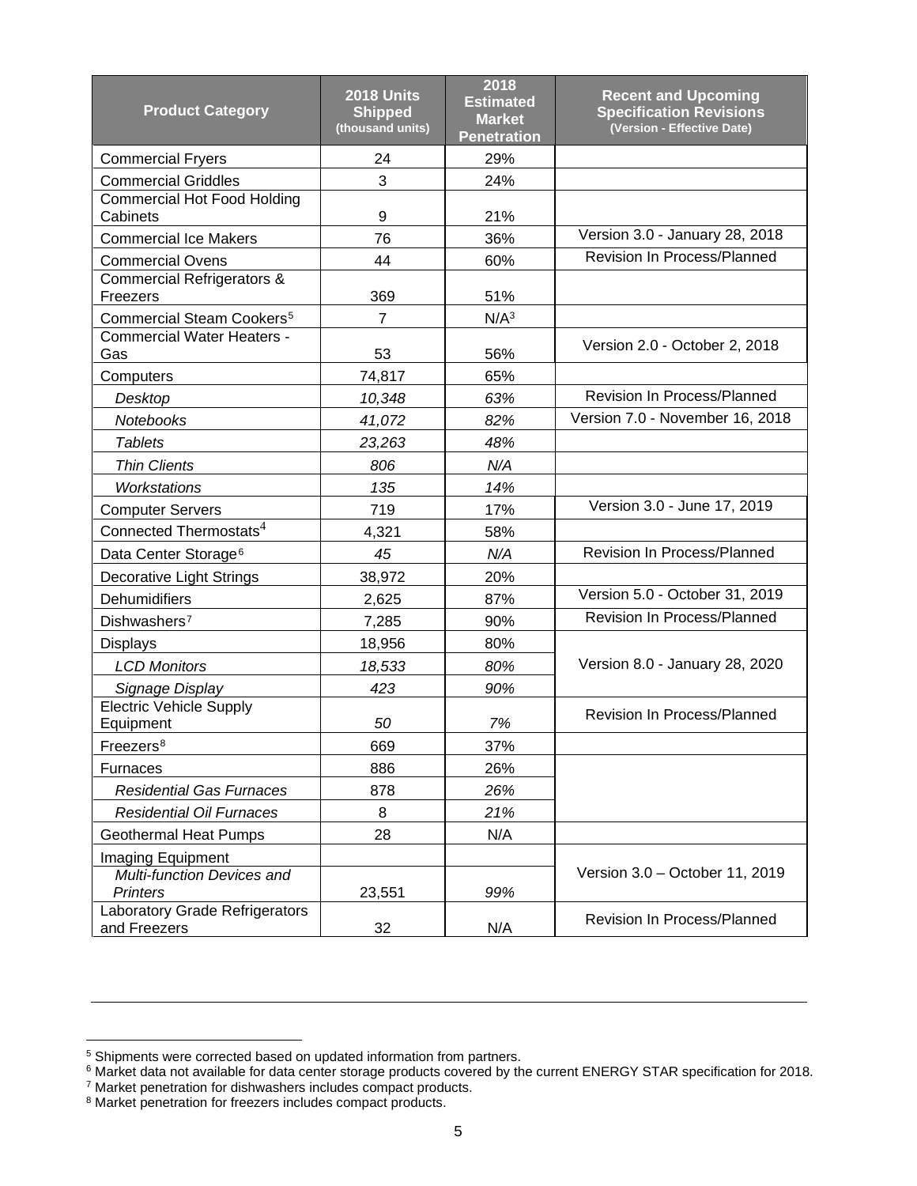| Product Category | 2018 Units Shipped (thousand units) | 2018 Estimated Market Penetration | Recent and Upcoming Specification Revisions (Version - Effective Date) |
|---|---|---|---|
| Commercial Fryers | 24 | 29% | |
| Commercial Griddles | 3 | 24% | |
| Commercial Hot Food Holding Cabinets | 9 | 21% | |
| Commercial Ice Makers | 76 | 36% | Version 3.0 - January 28, 2018 |
| Commercial Ovens | 44 | 60% | Revision In Process/Planned |
| Commercial Refrigerators & Freezers | 369 | 51% | |
| Commercial Steam Cookers[5] | 7 | N/A[3] | |
| Commercial Water Heaters - Gas | 53 | 56% | Version 2.0 - October 2, 2018 |
| Computers | 74,817 | 65% | |
| *Desktop* | *10,348* | *63%* | Revision In Process/Planned |
| *Notebooks* | *41,072* | *82%* | Version 7.0 - November 16, 2018 |
| *Tablets* | *23,263* | *48%* | |
| *Thin Clients* | *806* | *N/A* | |
| *Workstations* | *135* | *14%* | |
| Computer Servers | 719 | 17% | Version 3.0 - June 17, 2019 |
| Connected Thermostats[4] | 4,321 | 58% | |
| Data Center Storage[6] | *45* | *N/A* | Revision In Process/Planned |
| Decorative Light Strings | 38,972 | 20% | |
| Dehumidifiers | 2,625 | 87% | Version 5.0 - October 31, 2019 |
| Dishwashers[7] | 7,285 | 90% | Revision In Process/Planned |
| Displays | 18,956 | 80% | Version 8.0 - January 28, 2020 |
| *LCD Monitors* | *18,533* | *80%* | |
| *Signage Display* | *423* | *90%* | |
| Electric Vehicle Supply Equipment | *50* | *7%* | Revision In Process/Planned |
| Freezers[8] | 669 | 37% | |
| Furnaces | 886 | 26% | |
| *Residential Gas Furnaces* | 878 | *26%* | |
| *Residential Oil Furnaces* | 8 | *21%* | |
| Geothermal Heat Pumps | 28 | N/A | |
| Imaging Equipment | | | Version 3.0 – October 11, 2019 |
| *Multi-function Devices and Printers* | 23,551 | *99%* | |
| Laboratory Grade Refrigerators and Freezers | 32 | N/A | Revision In Process/Planned |

[5] Shipments were corrected based on updated information from partners.
[6] Market data not available for data center storage products covered by the current ENERGY STAR specification for 2018.
[7] Market penetration for dishwashers includes compact products.
[8] Market penetration for freezers includes compact products.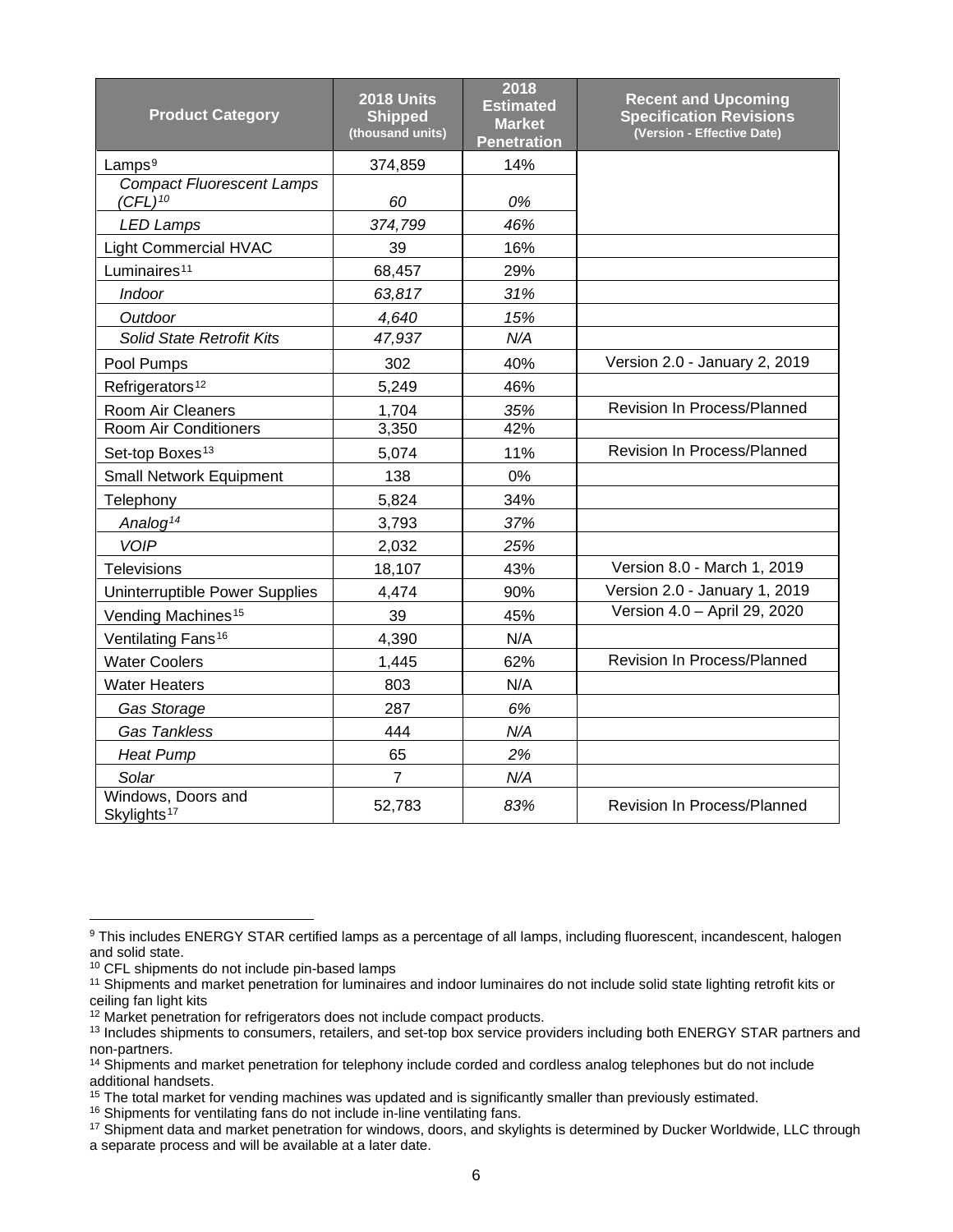| Product Category | 2018 Units Shipped (thousand units) | 2018 Estimated Market Penetration | Recent and Upcoming Specification Revisions (Version - Effective Date) |
|---|---|---|---|
| Lamps[9] | 374,859 | 14% | |
| *Compact Fluorescent Lamps (CFL)[10]* | *60* | *0%* | |
| *LED Lamps* | *374,799* | *46%* | |
| Light Commercial HVAC | 39 | 16% | |
| Luminaires[11] | 68,457 | 29% | |
| *Indoor* | *63,817* | *31%* | |
| *Outdoor* | *4,640* | *15%* | |
| *Solid State Retrofit Kits* | *47,937* | *N/A* | |
| Pool Pumps | 302 | 40% | Version 2.0 - January 2, 2019 |
| Refrigerators[12] | 5,249 | 46% | |
| Room Air Cleaners | 1,704 | *35%* | Revision In Process/Planned |
| Room Air Conditioners | 3,350 | 42% | |
| Set-top Boxes[13] | 5,074 | 11% | Revision In Process/Planned |
| Small Network Equipment | 138 | 0% | |
| Telephony | 5,824 | 34% | |
| *Analog[14]* | 3,793 | *37%* | |
| *VOIP* | 2,032 | *25%* | |
| Televisions | 18,107 | 43% | Version 8.0 - March 1, 2019 |
| Uninterruptible Power Supplies | 4,474 | 90% | Version 2.0 - January 1, 2019 |
| Vending Machines[15] | 39 | 45% | Version 4.0 – April 29, 2020 |
| Ventilating Fans[16] | 4,390 | N/A | |
| Water Coolers | 1,445 | 62% | Revision In Process/Planned |
| Water Heaters | 803 | N/A | |
| *Gas Storage* | 287 | *6%* | |
| *Gas Tankless* | 444 | *N/A* | |
| *Heat Pump* | 65 | *2%* | |
| *Solar* | 7 | *N/A* | |
| Windows, Doors and Skylights[17] | 52,783 | *83%* | Revision In Process/Planned |

[9] This includes ENERGY STAR certified lamps as a percentage of all lamps, including fluorescent, incandescent, halogen and solid state.
[10] CFL shipments do not include pin-based lamps
[11] Shipments and market penetration for luminaires and indoor luminaires do not include solid state lighting retrofit kits or ceiling fan light kits
[12] Market penetration for refrigerators does not include compact products.
[13] Includes shipments to consumers, retailers, and set-top box service providers including both ENERGY STAR partners and non-partners.
[14] Shipments and market penetration for telephony include corded and cordless analog telephones but do not include additional handsets.
[15] The total market for vending machines was updated and is significantly smaller than previously estimated.
[16] Shipments for ventilating fans do not include in-line ventilating fans.
[17] Shipment data and market penetration for windows, doors, and skylights is determined by Ducker Worldwide, LLC through a separate process and will be available at a later date.